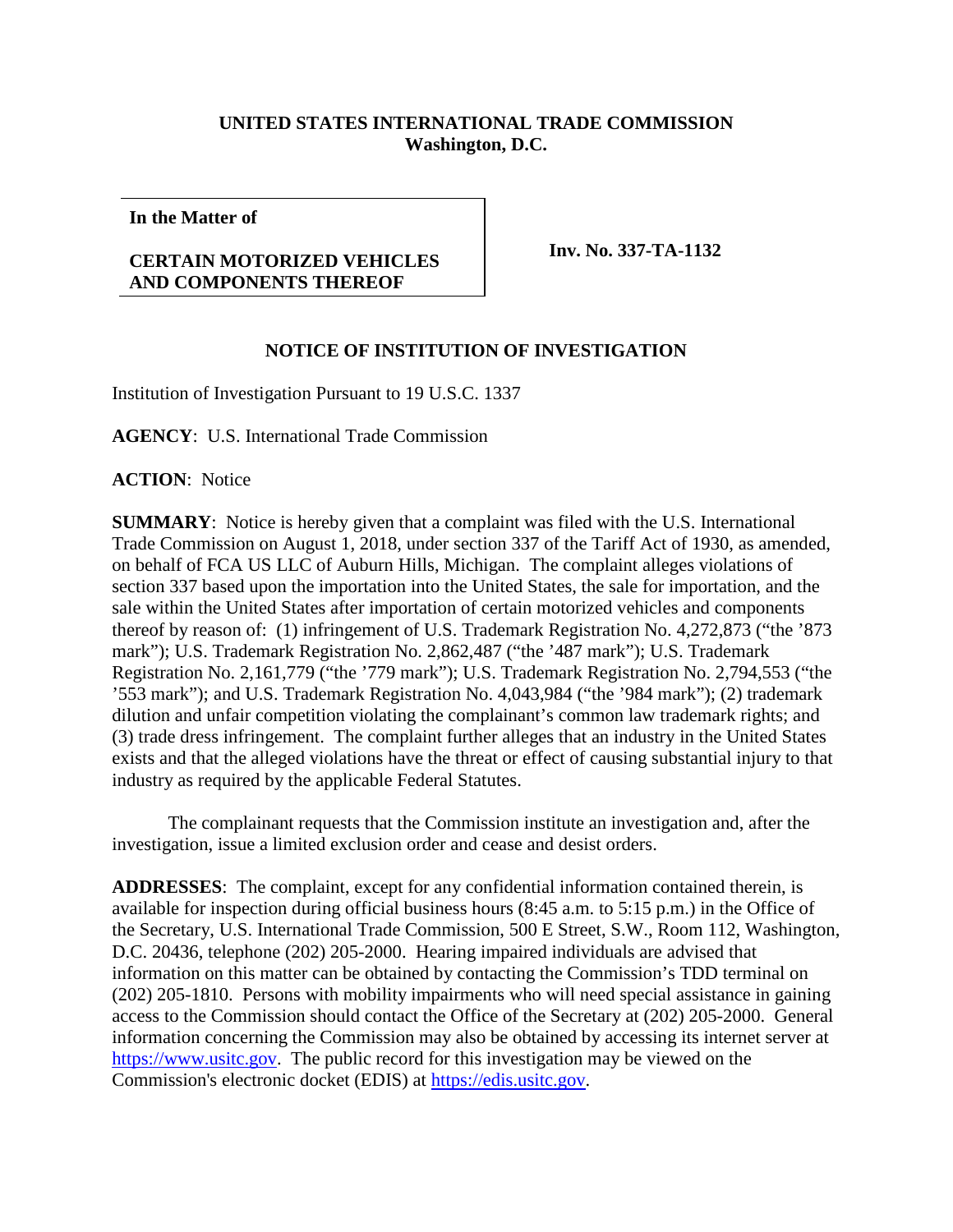**UNITED STATES INTERNATIONAL TRADE COMMISSION**
**Washington, D.C.**

| **In the Matter of** **CERTAIN MOTORIZED VEHICLES AND COMPONENTS THEREOF** | **Inv. No. 337-TA-1132** |
|---|---|

## NOTICE OF INSTITUTION OF INVESTIGATION

Institution of Investigation Pursuant to 19 U.S.C. 1337

**AGENCY**: U.S. International Trade Commission

**ACTION**: Notice

**SUMMARY**: Notice is hereby given that a complaint was filed with the U.S. International Trade Commission on August 1, 2018, under section 337 of the Tariff Act of 1930, as amended, on behalf of FCA US LLC of Auburn Hills, Michigan. The complaint alleges violations of section 337 based upon the importation into the United States, the sale for importation, and the sale within the United States after importation of certain motorized vehicles and components thereof by reason of: (1) infringement of U.S. Trademark Registration No. 4,272,873 ("the '873 mark"); U.S. Trademark Registration No. 2,862,487 ("the '487 mark"); U.S. Trademark Registration No. 2,161,779 ("the '779 mark"); U.S. Trademark Registration No. 2,794,553 ("the '553 mark"); and U.S. Trademark Registration No. 4,043,984 ("the '984 mark"); (2) trademark dilution and unfair competition violating the complainant's common law trademark rights; and (3) trade dress infringement. The complaint further alleges that an industry in the United States exists and that the alleged violations have the threat or effect of causing substantial injury to that industry as required by the applicable Federal Statutes.

The complainant requests that the Commission institute an investigation and, after the investigation, issue a limited exclusion order and cease and desist orders.

**ADDRESSES**: The complaint, except for any confidential information contained therein, is available for inspection during official business hours (8:45 a.m. to 5:15 p.m.) in the Office of the Secretary, U.S. International Trade Commission, 500 E Street, S.W., Room 112, Washington, D.C. 20436, telephone (202) 205-2000. Hearing impaired individuals are advised that information on this matter can be obtained by contacting the Commission's TDD terminal on (202) 205-1810. Persons with mobility impairments who will need special assistance in gaining access to the Commission should contact the Office of the Secretary at (202) 205-2000. General information concerning the Commission may also be obtained by accessing its internet server at https://www.usitc.gov. The public record for this investigation may be viewed on the Commission's electronic docket (EDIS) at https://edis.usitc.gov.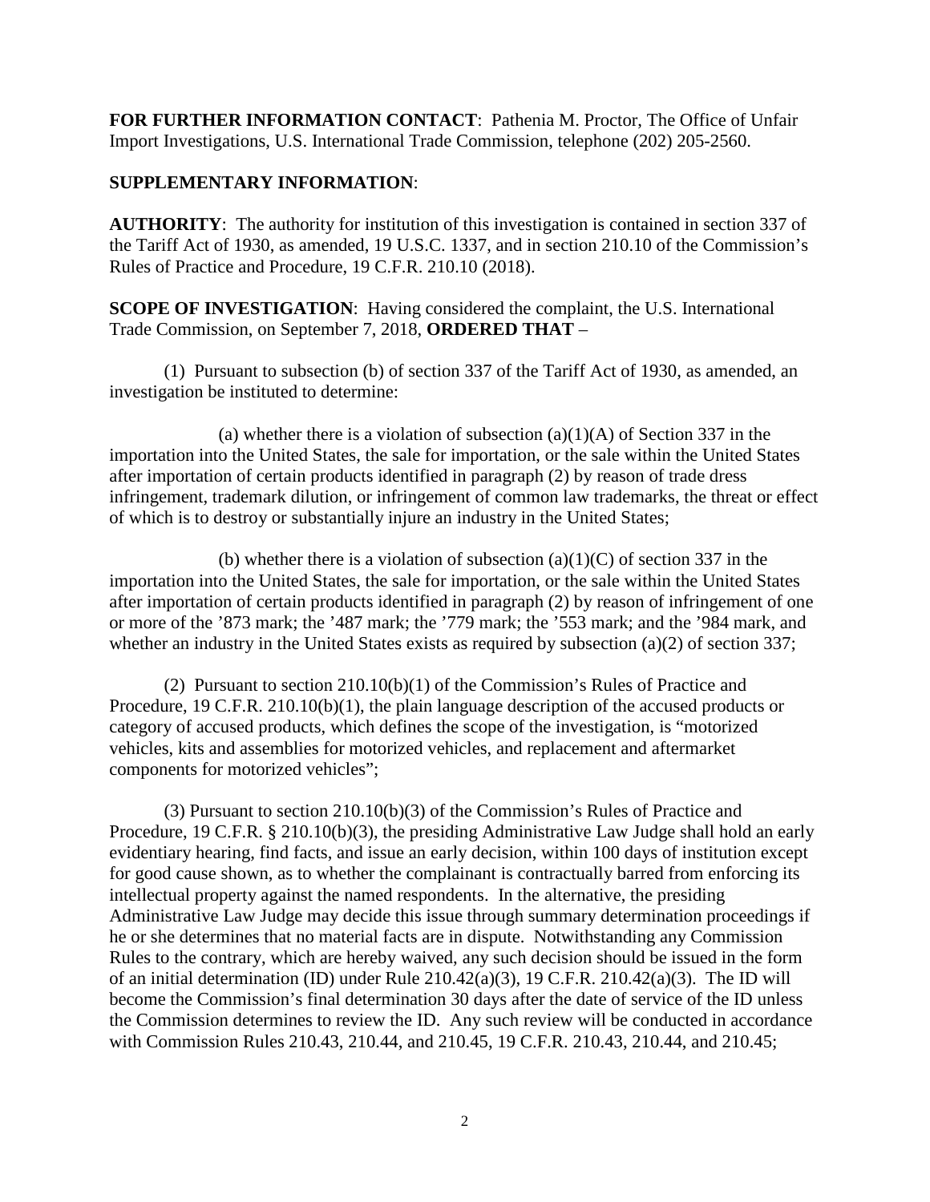**FOR FURTHER INFORMATION CONTACT**: Pathenia M. Proctor, The Office of Unfair Import Investigations, U.S. International Trade Commission, telephone (202) 205-2560.

**SUPPLEMENTARY INFORMATION**:

**AUTHORITY**: The authority for institution of this investigation is contained in section 337 of the Tariff Act of 1930, as amended, 19 U.S.C. 1337, and in section 210.10 of the Commission's Rules of Practice and Procedure, 19 C.F.R. 210.10 (2018).

**SCOPE OF INVESTIGATION**: Having considered the complaint, the U.S. International Trade Commission, on September 7, 2018, **ORDERED THAT** –

(1) Pursuant to subsection (b) of section 337 of the Tariff Act of 1930, as amended, an investigation be instituted to determine:

(a) whether there is a violation of subsection (a)(1)(A) of Section 337 in the importation into the United States, the sale for importation, or the sale within the United States after importation of certain products identified in paragraph (2) by reason of trade dress infringement, trademark dilution, or infringement of common law trademarks, the threat or effect of which is to destroy or substantially injure an industry in the United States;

(b) whether there is a violation of subsection (a)(1)(C) of section 337 in the importation into the United States, the sale for importation, or the sale within the United States after importation of certain products identified in paragraph (2) by reason of infringement of one or more of the '873 mark; the '487 mark; the '779 mark; the '553 mark; and the '984 mark, and whether an industry in the United States exists as required by subsection (a)(2) of section 337;

(2) Pursuant to section 210.10(b)(1) of the Commission's Rules of Practice and Procedure, 19 C.F.R. 210.10(b)(1), the plain language description of the accused products or category of accused products, which defines the scope of the investigation, is "motorized vehicles, kits and assemblies for motorized vehicles, and replacement and aftermarket components for motorized vehicles";

(3) Pursuant to section 210.10(b)(3) of the Commission's Rules of Practice and Procedure, 19 C.F.R. § 210.10(b)(3), the presiding Administrative Law Judge shall hold an early evidentiary hearing, find facts, and issue an early decision, within 100 days of institution except for good cause shown, as to whether the complainant is contractually barred from enforcing its intellectual property against the named respondents. In the alternative, the presiding Administrative Law Judge may decide this issue through summary determination proceedings if he or she determines that no material facts are in dispute. Notwithstanding any Commission Rules to the contrary, which are hereby waived, any such decision should be issued in the form of an initial determination (ID) under Rule 210.42(a)(3), 19 C.F.R. 210.42(a)(3). The ID will become the Commission's final determination 30 days after the date of service of the ID unless the Commission determines to review the ID. Any such review will be conducted in accordance with Commission Rules 210.43, 210.44, and 210.45, 19 C.F.R. 210.43, 210.44, and 210.45;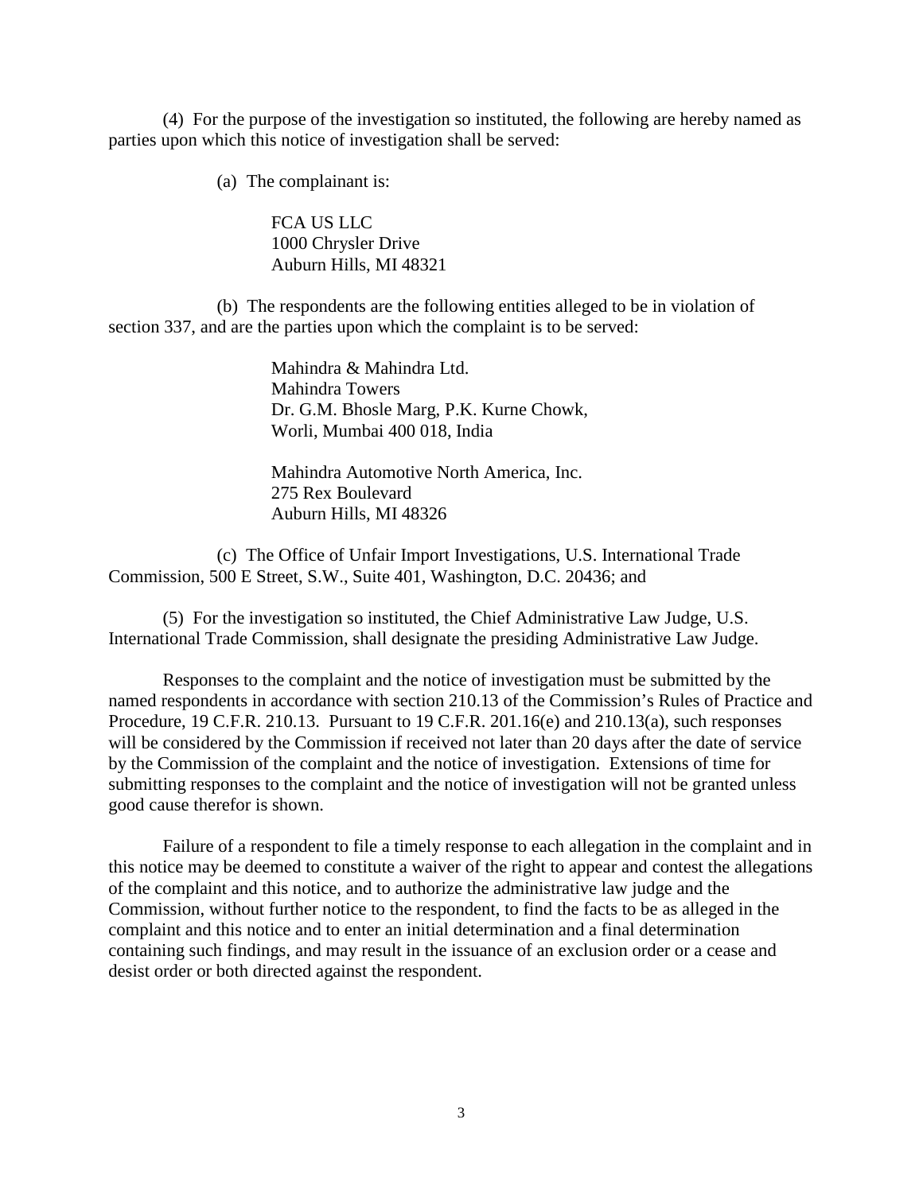(4) For the purpose of the investigation so instituted, the following are hereby named as parties upon which this notice of investigation shall be served:

(a) The complainant is:

FCA US LLC
1000 Chrysler Drive
Auburn Hills, MI 48321

(b) The respondents are the following entities alleged to be in violation of section 337, and are the parties upon which the complaint is to be served:

Mahindra & Mahindra Ltd.
Mahindra Towers
Dr. G.M. Bhosle Marg, P.K. Kurne Chowk,
Worli, Mumbai 400 018, India

Mahindra Automotive North America, Inc.
275 Rex Boulevard
Auburn Hills, MI 48326

(c) The Office of Unfair Import Investigations, U.S. International Trade Commission, 500 E Street, S.W., Suite 401, Washington, D.C. 20436; and

(5) For the investigation so instituted, the Chief Administrative Law Judge, U.S. International Trade Commission, shall designate the presiding Administrative Law Judge.

Responses to the complaint and the notice of investigation must be submitted by the named respondents in accordance with section 210.13 of the Commission's Rules of Practice and Procedure, 19 C.F.R. 210.13. Pursuant to 19 C.F.R. 201.16(e) and 210.13(a), such responses will be considered by the Commission if received not later than 20 days after the date of service by the Commission of the complaint and the notice of investigation. Extensions of time for submitting responses to the complaint and the notice of investigation will not be granted unless good cause therefor is shown.

Failure of a respondent to file a timely response to each allegation in the complaint and in this notice may be deemed to constitute a waiver of the right to appear and contest the allegations of the complaint and this notice, and to authorize the administrative law judge and the Commission, without further notice to the respondent, to find the facts to be as alleged in the complaint and this notice and to enter an initial determination and a final determination containing such findings, and may result in the issuance of an exclusion order or a cease and desist order or both directed against the respondent.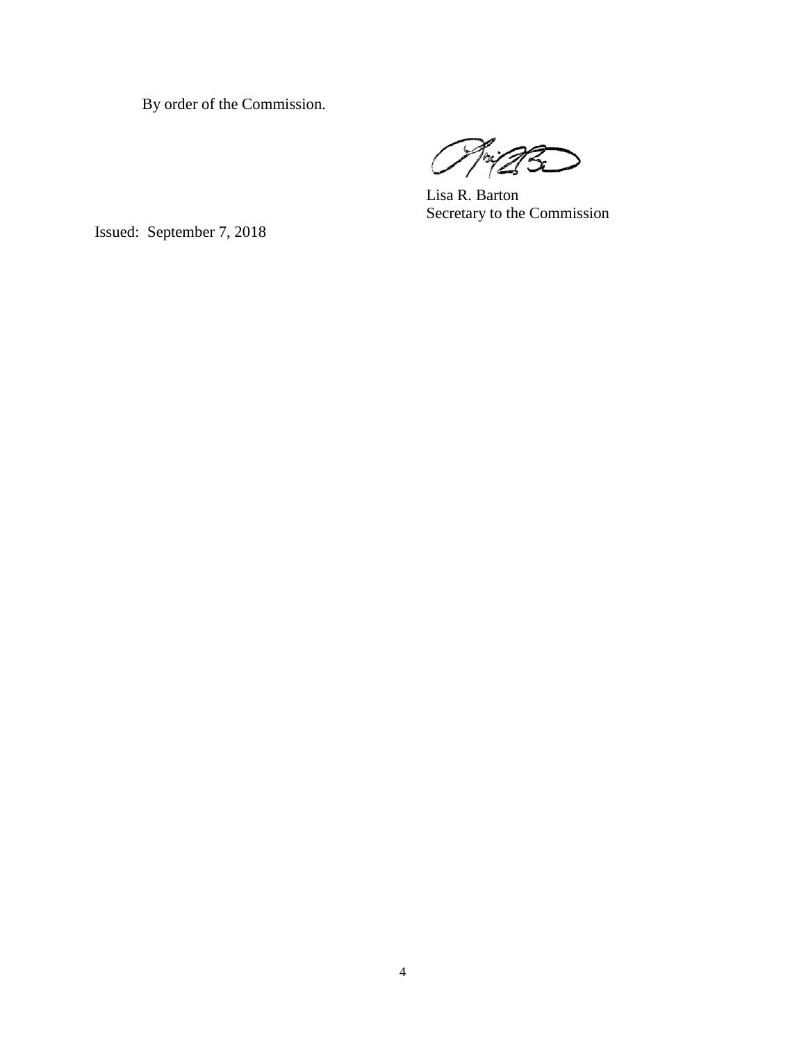By order of the Commission.

Lisa R. Barton
Secretary to the Commission

Issued: September 7, 2018